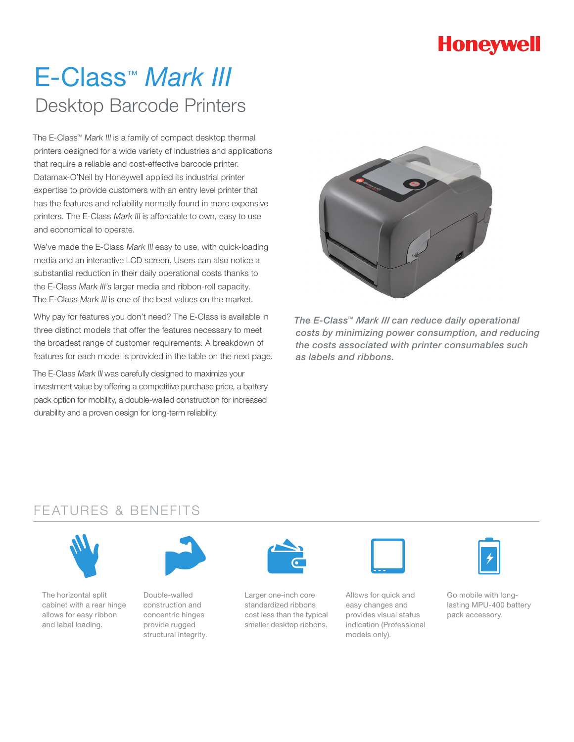Honeywell

# E-Class™ *Mark III*

## Desktop Barcode Printers

The E-Class™ *Mark III* is a family of compact desktop thermal printers designed for a wide variety of industries and applications that require a reliable and cost-effective barcode printer. Datamax-O'Neil by Honeywell applied its industrial printer expertise to provide customers with an entry level printer that has the features and reliability normally found in more expensive printers. The E-Class *Mark III* is affordable to own, easy to use and economical to operate.

We've made the E-Class *Mark III* easy to use, with quick-loading media and an interactive LCD screen. Users can also notice a substantial reduction in their daily operational costs thanks to the E-Class *Mark III's* larger media and ribbon-roll capacity. The E-Class *Mark III* is one of the best values on the market.

Why pay for features you don't need? The E-Class is available in three distinct models that offer the features necessary to meet the broadest range of customer requirements. A breakdown of features for each model is provided in the table on the next page.

The E-Class *Mark III* was carefully designed to maximize your investment value by offering a competitive purchase price, a battery pack option for mobility, a double-walled construction for increased durability and a proven design for long-term reliability.

*The E-Class™ Mark III can reduce daily operational costs by minimizing power consumption, and reducing the costs associated with printer consumables such as labels and ribbons.*

## FEATURES & BENEFITS

- The horizontal split cabinet with a rear hinge allows for easy ribbon and label loading.
- Double-walled construction and concentric hinges provide rugged structural integrity.
- Larger one-inch core standardized ribbons cost less than the typical smaller desktop ribbons.
- Allows for quick and easy changes and provides visual status indication (Professional models only).
- Go mobile with long-lasting MPU-400 battery pack accessory.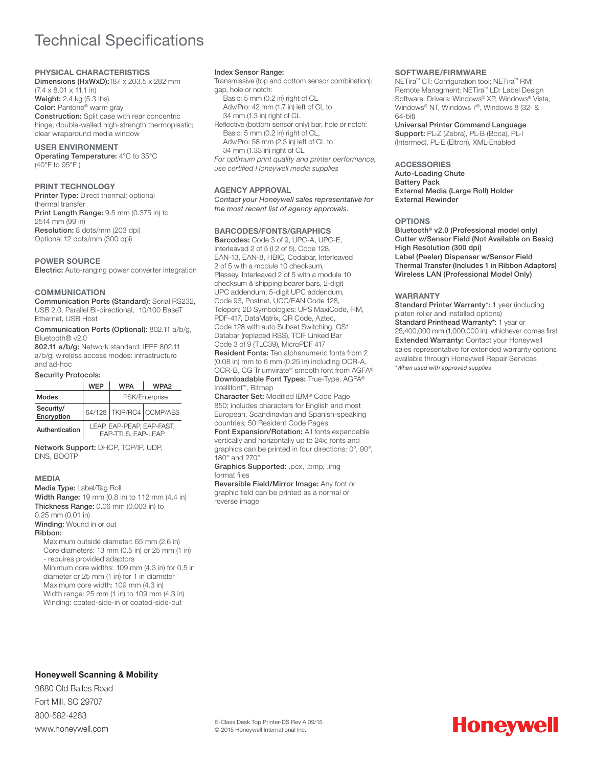# Technical Specifications

## PHYSICAL CHARACTERISTICS

**Dimensions (HxWxD):** 187 x 203.5 x 282 mm (7.4 x 8.01 x 11.1 in)
**Weight:** 2.4 kg (5.3 lbs)
**Color:** Pantone® warm gray
**Construction:** Split case with rear concentric hinge; double-walled high-strength thermoplastic; clear wraparound media window

## USER ENVIRONMENT

**Operating Temperature:** 4°C to 35°C (40°F to 95°F )

## PRINT TECHNOLOGY

**Printer Type:** Direct thermal; optional thermal transfer
**Print Length Range:** 9.5 mm (0.375 in) to 2514 mm (99 in)
**Resolution:** 8 dots/mm (203 dpi)
Optional 12 dots/mm (300 dpi)

## POWER SOURCE

**Electric:** Auto-ranging power converter integration

## COMMUNICATION

**Communication Ports (Standard):** Serial RS232, USB 2.0, Parallel Bi-directional, 10/100 BaseT Ethernet, USB Host

**Communication Ports (Optional):** 802.11 a/b/g, Bluetooth® v2.0

**802.11 a/b/g:** Network standard: IEEE 802.11 a/b/g; wireless access modes: infrastructure and ad-hoc

**Security Protocols:**

| | WEP | WPA | WPA2 |
|---|---|---|---|
| Modes | | PSK/Enterprise | |
| Security/ Encryption | 64/128 | TKIP/RC4 | CCMP/AES |
| Authentication | LEAP, EAP-PEAP, EAP-FAST, EAP-TTLS, EAP-LEAP | | |

**Network Support:** DHCP, TCP/IP, UDP, DNS, BOOTP

## MEDIA

**Media Type:** Label/Tag Roll
**Width Range:** 19 mm (0.8 in) to 112 mm (4.4 in)
**Thickness Range:** 0.06 mm (0.003 in) to 0.25 mm (0.01 in)
**Winding:** Wound in or out
**Ribbon:**

- Maximum outside diameter: 65 mm (2.6 in)
- Core diameters: 13 mm (0.5 in) or 25 mm (1 in) - requires provided adaptors
- Minimum core widths: 109 mm (4.3 in) for 0.5 in diameter or 25 mm (1 in) for 1 in diameter
- Maximum core width: 109 mm (4.3 in)
- Width range: 25 mm (1 in) to 109 mm (4.3 in)
- Winding: coated-side-in or coated-side-out

**Index Sensor Range:**

Transmissive (top and bottom sensor combination): gap, hole or notch:

- Basic: 5 mm (0.2 in) right of CL
- Adv/Pro: 42 mm (1.7 in) left of CL to 34 mm (1.3 in) right of CL

Reflective (bottom sensor only) bar, hole or notch:

- Basic: 5 mm (0.2 in) right of CL,
- Adv/Pro: 58 mm (2.3 in) left of CL to 34 mm (1.33 in) right of CL

*For optimum print quality and printer performance, use certified Honeywell media supplies*

## AGENCY APPROVAL

*Contact your Honeywell sales representative for the most recent list of agency approvals.*

## BARCODES/FONTS/GRAPHICS

**Barcodes:** Code 3 of 9, UPC-A, UPC-E, Interleaved 2 of 5 (I 2 of 5), Code 128, EAN-13, EAN-8, HBIC, Codabar, Interleaved 2 of 5 with a module 10 checksum, Plessey, Interleaved 2 of 5 with a module 10 checksum & shipping bearer bars, 2-digit UPC addendum, 5-digit UPC addendum, Code 93, Postnet, UCC/EAN Code 128, Telepen; 2D Symbologies: UPS MaxiCode, FIM, PDF-417, DataMatrix, QR Code, Aztec, Code 128 with auto Subset Switching, GS1 Databar (replaced RSS), TCIF Linked Bar Code 3 of 9 (TLC39), MicroPDF 417

**Resident Fonts:** Ten alphanumeric fonts from 2 (0.08 in) mm to 6 mm (0.25 in) including OCR-A, OCR-B, CG Triumvirate™ smooth font from AGFA®

**Downloadable Font Types:** True-Type, AGFA® Intellifont™, Bitmap

**Character Set:** Modified IBM® Code Page 850; includes characters for English and most European, Scandinavian and Spanish-speaking countries; 50 Resident Code Pages

**Font Expansion/Rotation:** All fonts expandable vertically and horizontally up to 24x; fonts and graphics can be printed in four directions: 0°, 90°, 180° and 270°

**Graphics Supported:** .pcx, .bmp, .img format files

**Reversible Field/Mirror Image:** Any font or graphic field can be printed as a normal or reverse image

## SOFTWARE/FIRMWARE

NETira™ CT: Configuration tool; NETira™ RM: Remote Managment; NETira™ LD: Label Design Software; Drivers: Windows® XP, Windows® Vista, Windows® NT, Windows 7®, Windows 8 (32- & 64-bit)

**Universal Printer Command Language Support:** PL-Z (Zebra), PL-B (Boca), PL-I (Intermec), PL-E (Eltron), XML-Enabled

## ACCESSORIES

**Auto-Loading Chute**
**Battery Pack**
**External Media (Large Roll) Holder**
**External Rewinder**

## OPTIONS

**Bluetooth® v2.0 (Professional model only)**
**Cutter w/Sensor Field (Not Available on Basic)**
**High Resolution (300 dpi)**
**Label (Peeler) Dispenser w/Sensor Field**
**Thermal Transfer (Includes 1 in Ribbon Adaptors)**
**Wireless LAN (Professional Model Only)**

## WARRANTY

**Standard Printer Warranty*:** 1 year (including platen roller and installed options)
**Standard Printhead Warranty*:** 1 year or 25,400,000 mm (1,000,000 in), whichever comes first
**Extended Warranty:** Contact your Honeywell sales representative for extended warranty options available through Honeywell Repair Services
*\*When used with approved supplies*

**Honeywell Scanning & Mobility**

9680 Old Bailes Road
Fort Mill, SC 29707
800-582-4263
www.honeywell.com

E-Class Desk Top Printer-DS Rev A 09/15
© 2015 Honeywell International Inc.

Honeywell